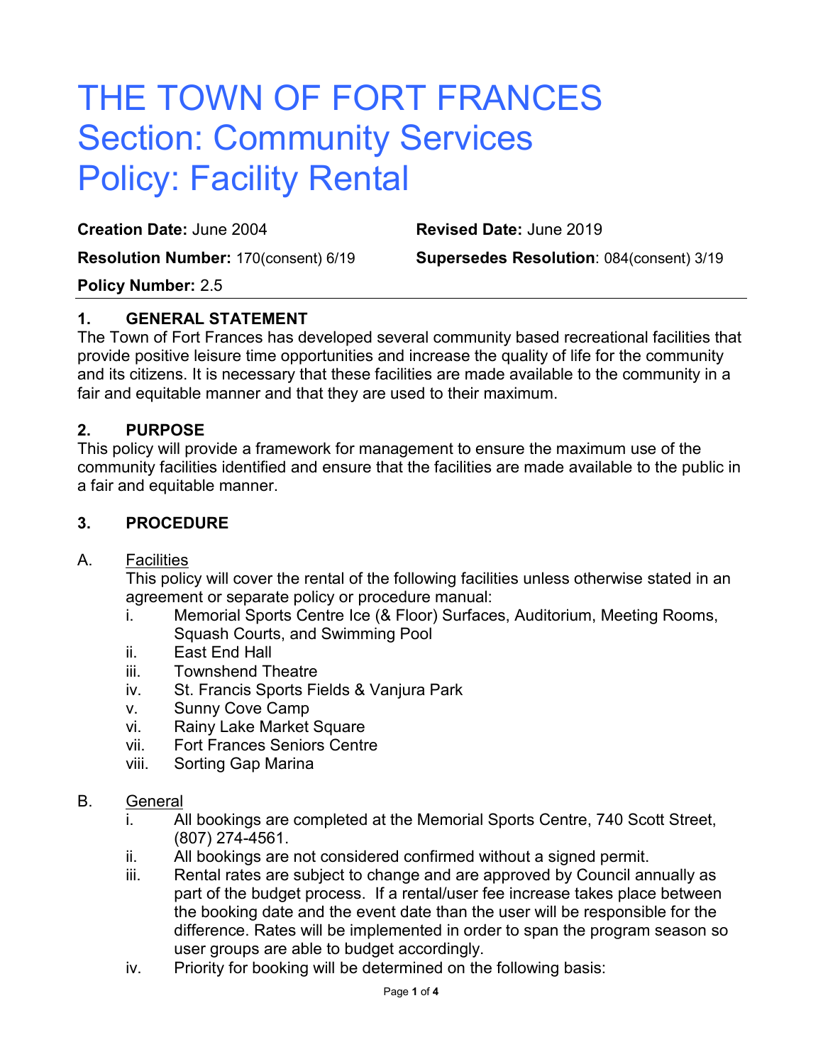# THE TOWN OF FORT FRANCES
# Section: Community Services
# Policy: Facility Rental

**Creation Date:** June 2004

**Revised Date:** June 2019

**Resolution Number:** 170(consent) 6/19

**Supersedes Resolution**: 084(consent) 3/19

**Policy Number:** 2.5

---

## 1. GENERAL STATEMENT

The Town of Fort Frances has developed several community based recreational facilities that provide positive leisure time opportunities and increase the quality of life for the community and its citizens. It is necessary that these facilities are made available to the community in a fair and equitable manner and that they are used to their maximum.

## 2. PURPOSE

This policy will provide a framework for management to ensure the maximum use of the community facilities identified and ensure that the facilities are made available to the public in a fair and equitable manner.

## 3. PROCEDURE

A. <u>Facilities</u>

This policy will cover the rental of the following facilities unless otherwise stated in an agreement or separate policy or procedure manual:

i. Memorial Sports Centre Ice (& Floor) Surfaces, Auditorium, Meeting Rooms, Squash Courts, and Swimming Pool

ii. East End Hall

iii. Townshend Theatre

iv. St. Francis Sports Fields & Vanjura Park

v. Sunny Cove Camp

vi. Rainy Lake Market Square

vii. Fort Frances Seniors Centre

viii. Sorting Gap Marina

B. <u>General</u>

i. All bookings are completed at the Memorial Sports Centre, 740 Scott Street, (807) 274-4561.

ii. All bookings are not considered confirmed without a signed permit.

iii. Rental rates are subject to change and are approved by Council annually as part of the budget process. If a rental/user fee increase takes place between the booking date and the event date than the user will be responsible for the difference. Rates will be implemented in order to span the program season so user groups are able to budget accordingly.

iv. Priority for booking will be determined on the following basis: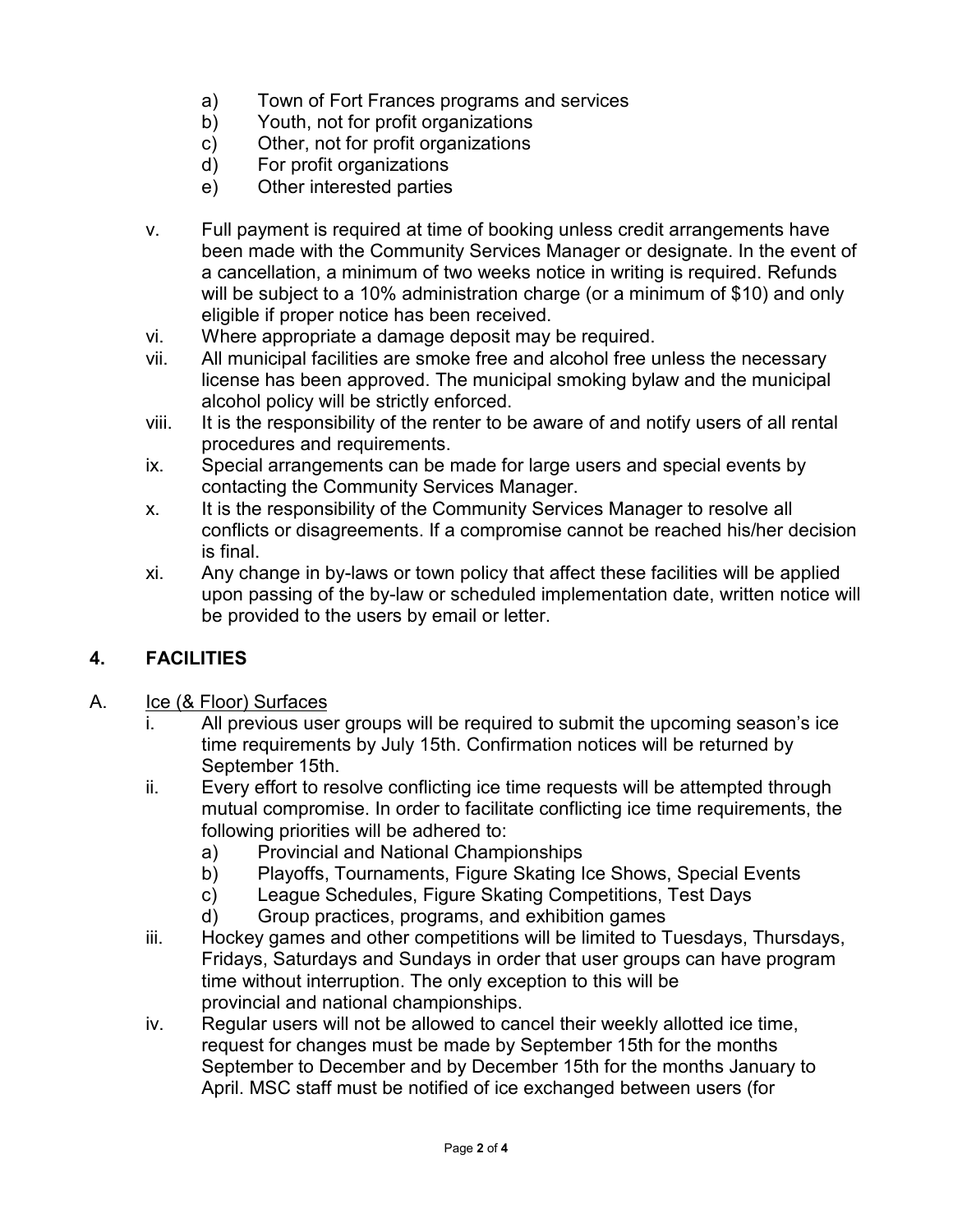a) Town of Fort Frances programs and services
b) Youth, not for profit organizations
c) Other, not for profit organizations
d) For profit organizations
e) Other interested parties

v. Full payment is required at time of booking unless credit arrangements have been made with the Community Services Manager or designate. In the event of a cancellation, a minimum of two weeks notice in writing is required. Refunds will be subject to a 10% administration charge (or a minimum of $10) and only eligible if proper notice has been received.

vi. Where appropriate a damage deposit may be required.

vii. All municipal facilities are smoke free and alcohol free unless the necessary license has been approved. The municipal smoking bylaw and the municipal alcohol policy will be strictly enforced.

viii. It is the responsibility of the renter to be aware of and notify users of all rental procedures and requirements.

ix. Special arrangements can be made for large users and special events by contacting the Community Services Manager.

x. It is the responsibility of the Community Services Manager to resolve all conflicts or disagreements. If a compromise cannot be reached his/her decision is final.

xi. Any change in by-laws or town policy that affect these facilities will be applied upon passing of the by-law or scheduled implementation date, written notice will be provided to the users by email or letter.

## 4. FACILITIES

A. Ice (& Floor) Surfaces

i. All previous user groups will be required to submit the upcoming season's ice time requirements by July 15th. Confirmation notices will be returned by September 15th.

ii. Every effort to resolve conflicting ice time requests will be attempted through mutual compromise. In order to facilitate conflicting ice time requirements, the following priorities will be adhered to:

a) Provincial and National Championships
b) Playoffs, Tournaments, Figure Skating Ice Shows, Special Events
c) League Schedules, Figure Skating Competitions, Test Days
d) Group practices, programs, and exhibition games

iii. Hockey games and other competitions will be limited to Tuesdays, Thursdays, Fridays, Saturdays and Sundays in order that user groups can have program time without interruption. The only exception to this will be provincial and national championships.

iv. Regular users will not be allowed to cancel their weekly allotted ice time, request for changes must be made by September 15th for the months September to December and by December 15th for the months January to April. MSC staff must be notified of ice exchanged between users (for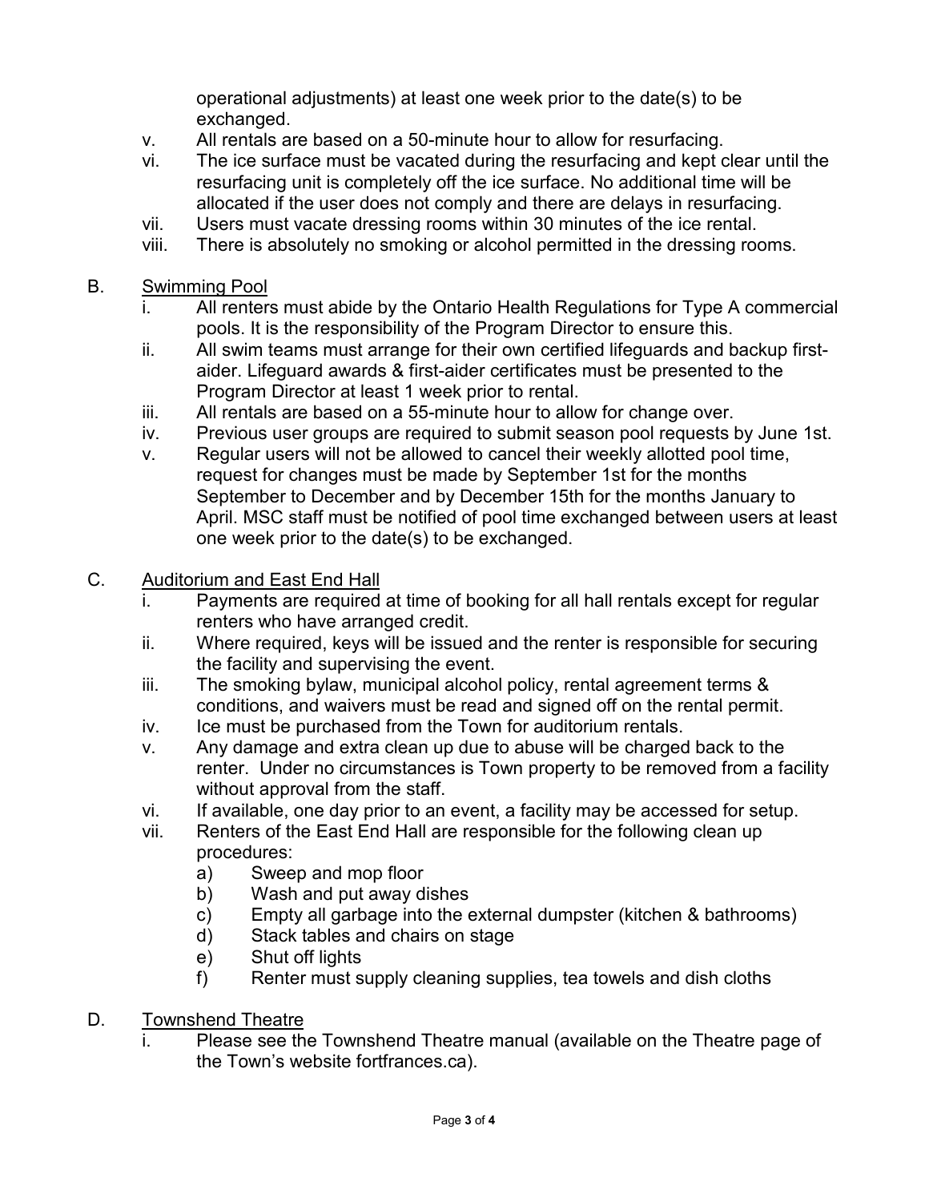operational adjustments) at least one week prior to the date(s) to be exchanged.

v. All rentals are based on a 50-minute hour to allow for resurfacing.

vi. The ice surface must be vacated during the resurfacing and kept clear until the resurfacing unit is completely off the ice surface. No additional time will be allocated if the user does not comply and there are delays in resurfacing.

vii. Users must vacate dressing rooms within 30 minutes of the ice rental.

viii. There is absolutely no smoking or alcohol permitted in the dressing rooms.

B. <u>Swimming Pool</u>

i. All renters must abide by the Ontario Health Regulations for Type A commercial pools. It is the responsibility of the Program Director to ensure this.

ii. All swim teams must arrange for their own certified lifeguards and backup first-aider. Lifeguard awards & first-aider certificates must be presented to the Program Director at least 1 week prior to rental.

iii. All rentals are based on a 55-minute hour to allow for change over.

iv. Previous user groups are required to submit season pool requests by June 1st.

v. Regular users will not be allowed to cancel their weekly allotted pool time, request for changes must be made by September 1st for the months September to December and by December 15th for the months January to April. MSC staff must be notified of pool time exchanged between users at least one week prior to the date(s) to be exchanged.

C. <u>Auditorium and East End Hall</u>

i. Payments are required at time of booking for all hall rentals except for regular renters who have arranged credit.

ii. Where required, keys will be issued and the renter is responsible for securing the facility and supervising the event.

iii. The smoking bylaw, municipal alcohol policy, rental agreement terms & conditions, and waivers must be read and signed off on the rental permit.

iv. Ice must be purchased from the Town for auditorium rentals.

v. Any damage and extra clean up due to abuse will be charged back to the renter. Under no circumstances is Town property to be removed from a facility without approval from the staff.

vi. If available, one day prior to an event, a facility may be accessed for setup.

vii. Renters of the East End Hall are responsible for the following clean up procedures:

  a) Sweep and mop floor
  b) Wash and put away dishes
  c) Empty all garbage into the external dumpster (kitchen & bathrooms)
  d) Stack tables and chairs on stage
  e) Shut off lights
  f) Renter must supply cleaning supplies, tea towels and dish cloths

D. <u>Townshend Theatre</u>

i. Please see the Townshend Theatre manual (available on the Theatre page of the Town's website fortfrances.ca).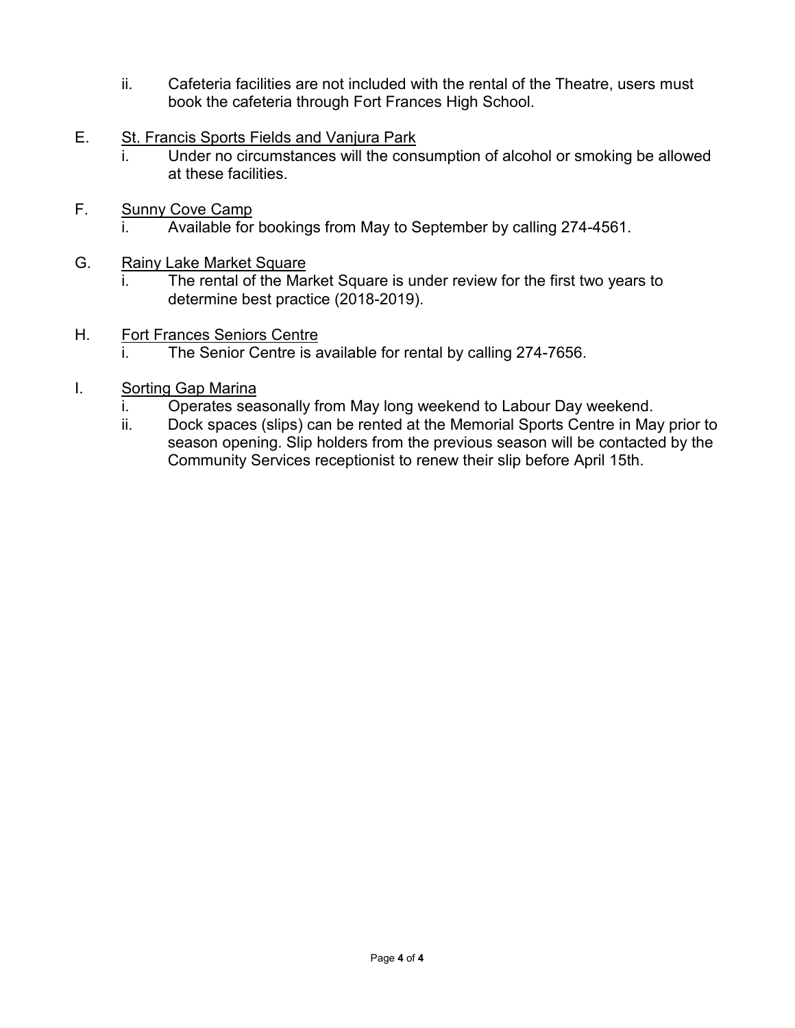ii. Cafeteria facilities are not included with the rental of the Theatre, users must book the cafeteria through Fort Frances High School.

E. <u>St. Francis Sports Fields and Vanjura Park</u>

   i. Under no circumstances will the consumption of alcohol or smoking be allowed at these facilities.

F. <u>Sunny Cove Camp</u>

   i. Available for bookings from May to September by calling 274-4561.

G. <u>Rainy Lake Market Square</u>

   i. The rental of the Market Square is under review for the first two years to determine best practice (2018-2019).

H. <u>Fort Frances Seniors Centre</u>

   i. The Senior Centre is available for rental by calling 274-7656.

I. <u>Sorting Gap Marina</u>

   i. Operates seasonally from May long weekend to Labour Day weekend.

   ii. Dock spaces (slips) can be rented at the Memorial Sports Centre in May prior to season opening. Slip holders from the previous season will be contacted by the Community Services receptionist to renew their slip before April 15th.